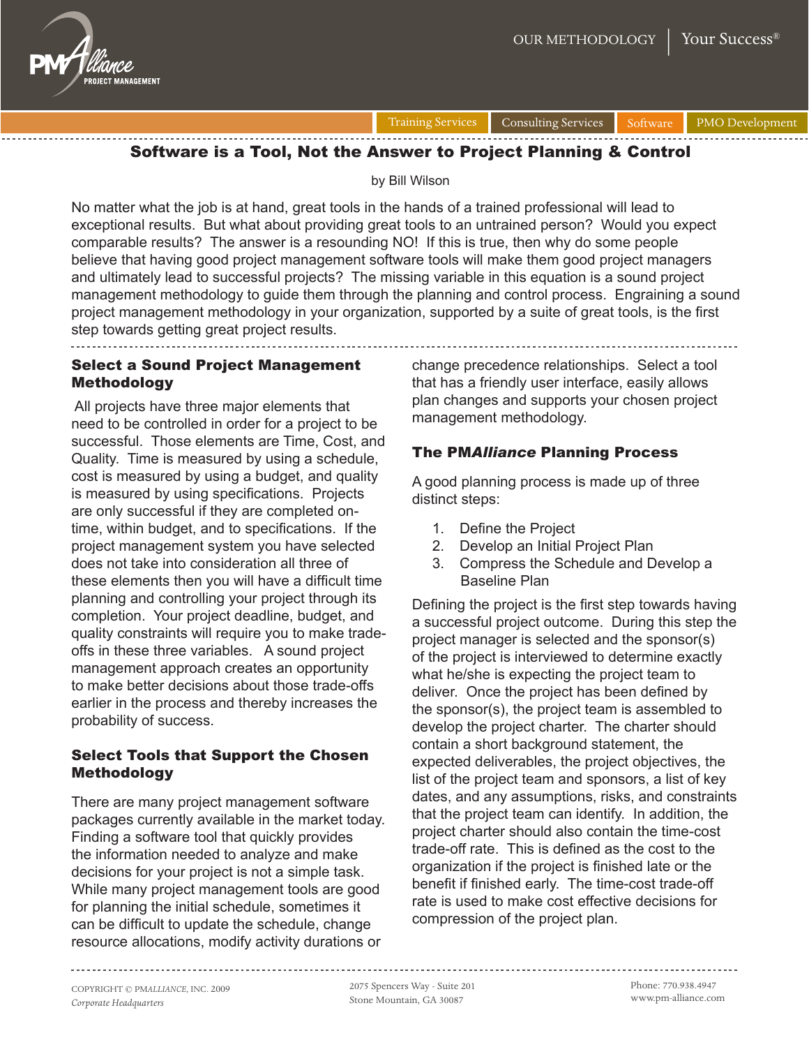# Software is a Tool, Not the Answer to Project Planning & Control

by Bill Wilson

No matter what the job is at hand, great tools in the hands of a trained professional will lead to exceptional results. But what about providing great tools to an untrained person? Would you expect comparable results? The answer is a resounding NO! If this is true, then why do some people believe that having good project management software tools will make them good project managers and ultimately lead to successful projects? The missing variable in this equation is a sound project management methodology to guide them through the planning and control process. Engraining a sound project management methodology in your organization, supported by a suite of great tools, is the first step towards getting great project results.

## Select a Sound Project Management Methodology

All projects have three major elements that need to be controlled in order for a project to be successful. Those elements are Time, Cost, and Quality. Time is measured by using a schedule, cost is measured by using a budget, and quality is measured by using specifications. Projects are only successful if they are completed on-time, within budget, and to specifications. If the project management system you have selected does not take into consideration all three of these elements then you will have a difficult time planning and controlling your project through its completion. Your project deadline, budget, and quality constraints will require you to make trade-offs in these three variables. A sound project management approach creates an opportunity to make better decisions about those trade-offs earlier in the process and thereby increases the probability of success.

## Select Tools that Support the Chosen Methodology

There are many project management software packages currently available in the market today. Finding a software tool that quickly provides the information needed to analyze and make decisions for your project is not a simple task. While many project management tools are good for planning the initial schedule, sometimes it can be difficult to update the schedule, change resource allocations, modify activity durations or change precedence relationships. Select a tool that has a friendly user interface, easily allows plan changes and supports your chosen project management methodology.

## The PM*Alliance* Planning Process

A good planning process is made up of three distinct steps:

1. Define the Project
2. Develop an Initial Project Plan
3. Compress the Schedule and Develop a Baseline Plan

Defining the project is the first step towards having a successful project outcome. During this step the project manager is selected and the sponsor(s) of the project is interviewed to determine exactly what he/she is expecting the project team to deliver. Once the project has been defined by the sponsor(s), the project team is assembled to develop the project charter. The charter should contain a short background statement, the expected deliverables, the project objectives, the list of the project team and sponsors, a list of key dates, and any assumptions, risks, and constraints that the project team can identify. In addition, the project charter should also contain the time-cost trade-off rate. This is defined as the cost to the organization if the project is finished late or the benefit if finished early. The time-cost trade-off rate is used to make cost effective decisions for compression of the project plan.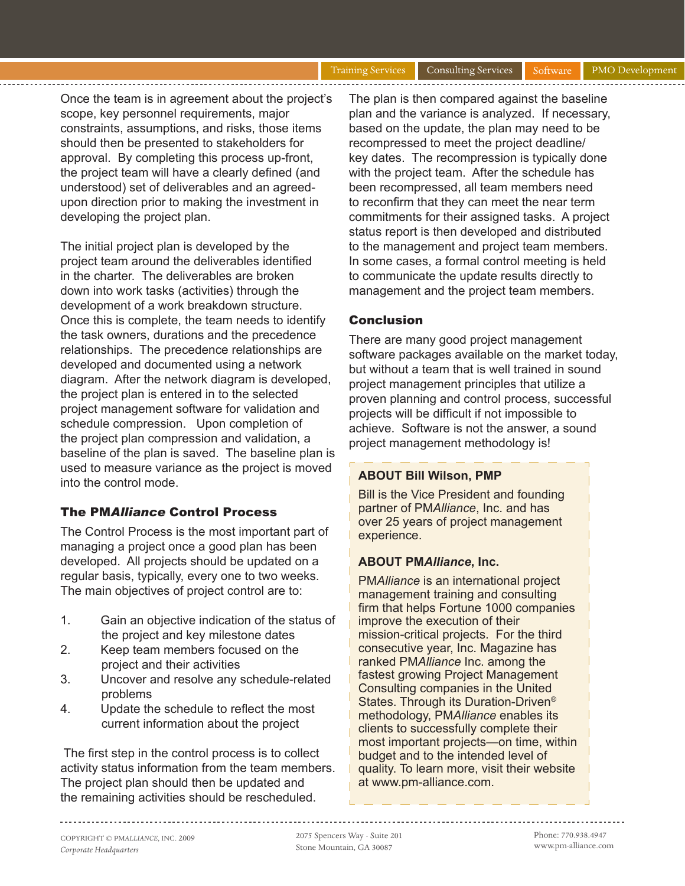Once the team is in agreement about the project's scope, key personnel requirements, major constraints, assumptions, and risks, those items should then be presented to stakeholders for approval. By completing this process up-front, the project team will have a clearly defined (and understood) set of deliverables and an agreed-upon direction prior to making the investment in developing the project plan.

The initial project plan is developed by the project team around the deliverables identified in the charter. The deliverables are broken down into work tasks (activities) through the development of a work breakdown structure. Once this is complete, the team needs to identify the task owners, durations and the precedence relationships. The precedence relationships are developed and documented using a network diagram. After the network diagram is developed, the project plan is entered in to the selected project management software for validation and schedule compression. Upon completion of the project plan compression and validation, a baseline of the plan is saved. The baseline plan is used to measure variance as the project is moved into the control mode.

## The PM*Alliance* Control Process

The Control Process is the most important part of managing a project once a good plan has been developed. All projects should be updated on a regular basis, typically, every one to two weeks. The main objectives of project control are to:

1. Gain an objective indication of the status of the project and key milestone dates
2. Keep team members focused on the project and their activities
3. Uncover and resolve any schedule-related problems
4. Update the schedule to reflect the most current information about the project

The first step in the control process is to collect activity status information from the team members. The project plan should then be updated and the remaining activities should be rescheduled. The plan is then compared against the baseline plan and the variance is analyzed. If necessary, based on the update, the plan may need to be recompressed to meet the project deadline/key dates. The recompression is typically done with the project team. After the schedule has been recompressed, all team members need to reconfirm that they can meet the near term commitments for their assigned tasks. A project status report is then developed and distributed to the management and project team members. In some cases, a formal control meeting is held to communicate the update results directly to management and the project team members.

## Conclusion

There are many good project management software packages available on the market today, but without a team that is well trained in sound project management principles that utilize a proven planning and control process, successful projects will be difficult if not impossible to achieve. Software is not the answer, a sound project management methodology is!

### ABOUT Bill Wilson, PMP

Bill is the Vice President and founding partner of PM*Alliance*, Inc. and has over 25 years of project management experience.

### ABOUT PM*Alliance*, Inc.

PM*Alliance* is an international project management training and consulting firm that helps Fortune 1000 companies improve the execution of their mission-critical projects. For the third consecutive year, Inc. Magazine has ranked PM*Alliance* Inc. among the fastest growing Project Management Consulting companies in the United States. Through its Duration-Driven® methodology, PM*Alliance* enables its clients to successfully complete their most important projects—on time, within budget and to the intended level of quality. To learn more, visit their website at www.pm-alliance.com.